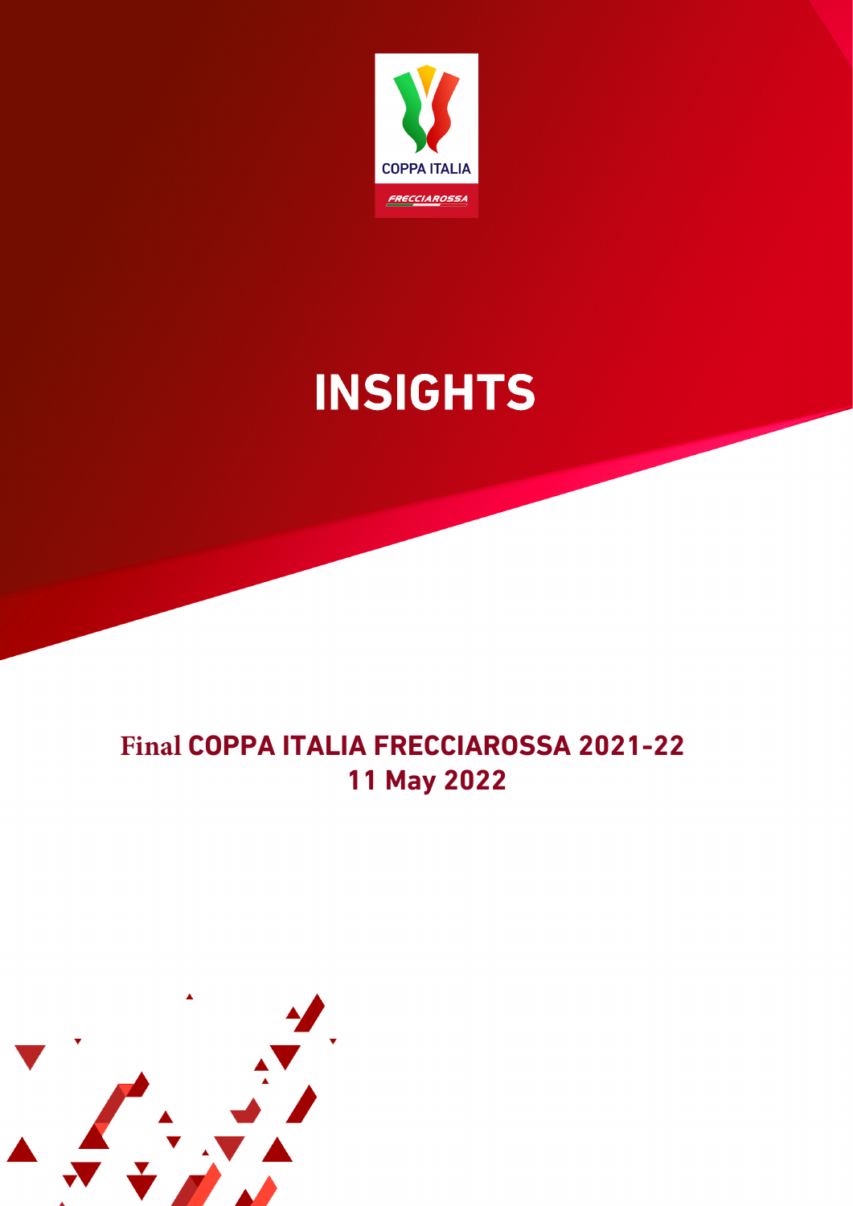COPPA ITALIA

FRECCIAROSSA

# INSIGHTS

## Final COPPA ITALIA FRECCIAROSSA 2021-22
## 11 May 2022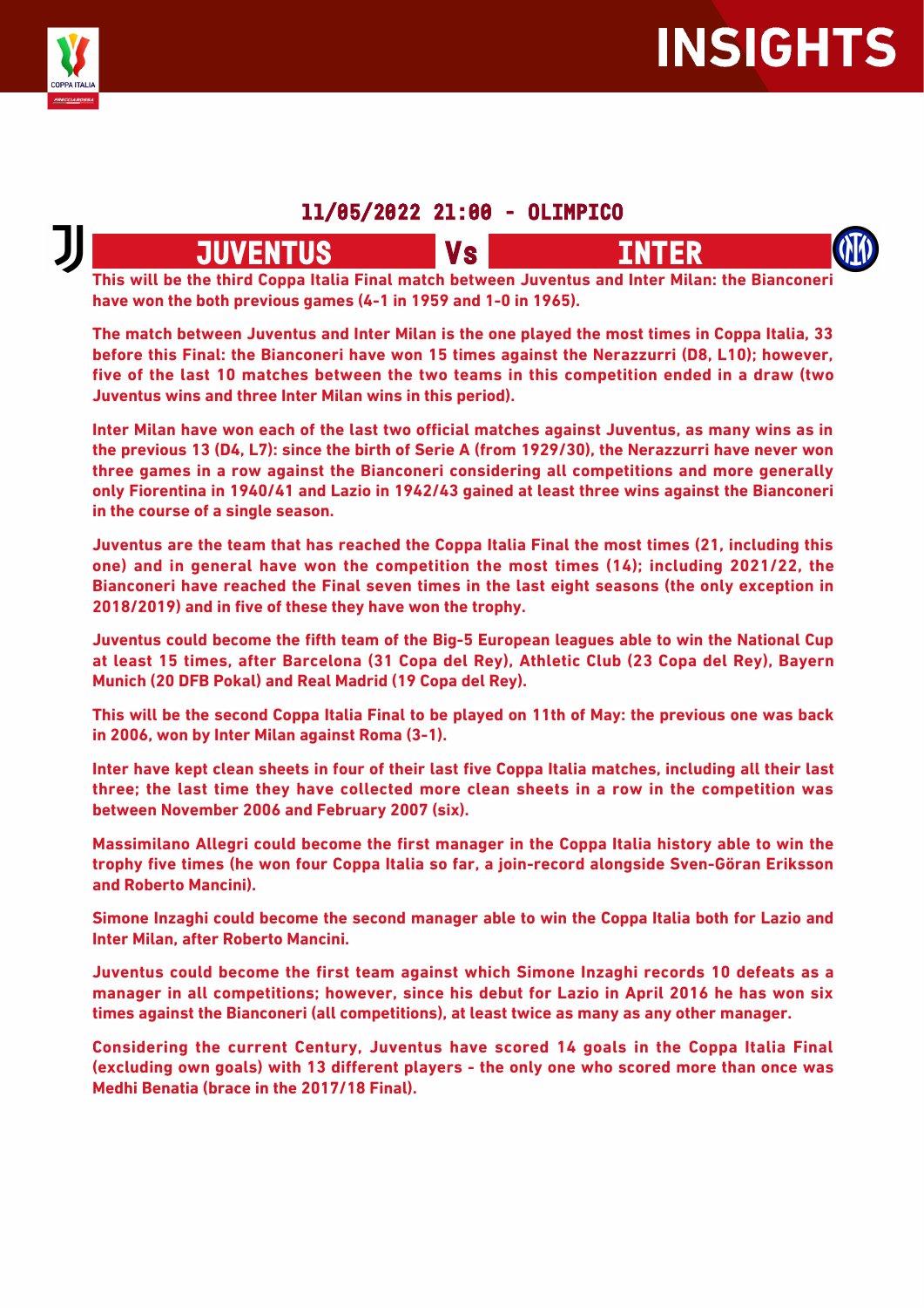## 11/05/2022 21:00 - OLIMPICO

## JUVENTUS Vs INTER

**This will be the third Coppa Italia Final match between Juventus and Inter Milan: the Bianconeri have won the both previous games (4-1 in 1959 and 1-0 in 1965).**

**The match between Juventus and Inter Milan is the one played the most times in Coppa Italia, 33 before this Final: the Bianconeri have won 15 times against the Nerazzurri (D8, L10); however, five of the last 10 matches between the two teams in this competition ended in a draw (two Juventus wins and three Inter Milan wins in this period).**

**Inter Milan have won each of the last two official matches against Juventus, as many wins as in the previous 13 (D4, L7): since the birth of Serie A (from 1929/30), the Nerazzurri have never won three games in a row against the Bianconeri considering all competitions and more generally only Fiorentina in 1940/41 and Lazio in 1942/43 gained at least three wins against the Bianconeri in the course of a single season.**

**Juventus are the team that has reached the Coppa Italia Final the most times (21, including this one) and in general have won the competition the most times (14); including 2021/22, the Bianconeri have reached the Final seven times in the last eight seasons (the only exception in 2018/2019) and in five of these they have won the trophy.**

**Juventus could become the fifth team of the Big-5 European leagues able to win the National Cup at least 15 times, after Barcelona (31 Copa del Rey), Athletic Club (23 Copa del Rey), Bayern Munich (20 DFB Pokal) and Real Madrid (19 Copa del Rey).**

**This will be the second Coppa Italia Final to be played on 11th of May: the previous one was back in 2006, won by Inter Milan against Roma (3-1).**

**Inter have kept clean sheets in four of their last five Coppa Italia matches, including all their last three; the last time they have collected more clean sheets in a row in the competition was between November 2006 and February 2007 (six).**

**Massimilano Allegri could become the first manager in the Coppa Italia history able to win the trophy five times (he won four Coppa Italia so far, a join-record alongside Sven-Göran Eriksson and Roberto Mancini).**

**Simone Inzaghi could become the second manager able to win the Coppa Italia both for Lazio and Inter Milan, after Roberto Mancini.**

**Juventus could become the first team against which Simone Inzaghi records 10 defeats as a manager in all competitions; however, since his debut for Lazio in April 2016 he has won six times against the Bianconeri (all competitions), at least twice as many as any other manager.**

**Considering the current Century, Juventus have scored 14 goals in the Coppa Italia Final (excluding own goals) with 13 different players - the only one who scored more than once was Medhi Benatia (brace in the 2017/18 Final).**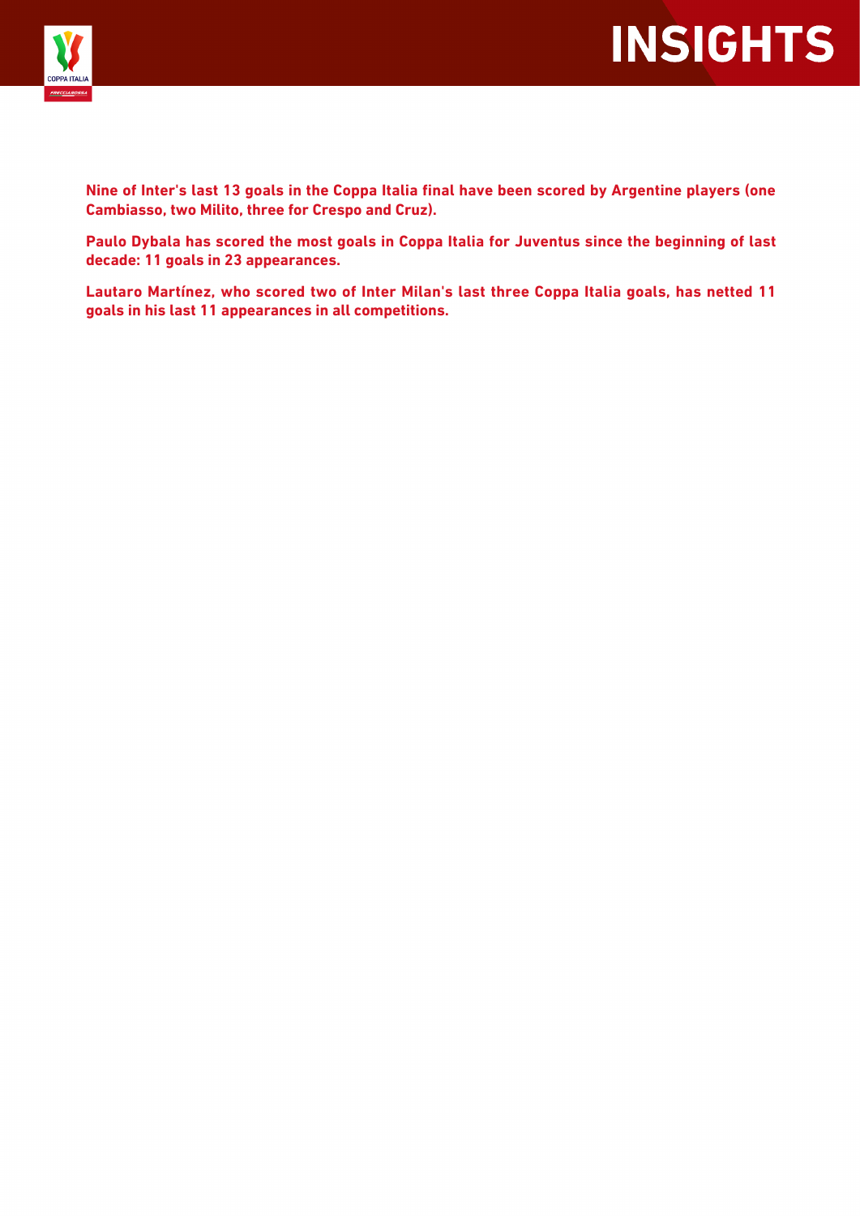**Nine of Inter's last 13 goals in the Coppa Italia final have been scored by Argentine players (one Cambiasso, two Milito, three for Crespo and Cruz).**

**Paulo Dybala has scored the most goals in Coppa Italia for Juventus since the beginning of last decade: 11 goals in 23 appearances.**

**Lautaro Martínez, who scored two of Inter Milan's last three Coppa Italia goals, has netted 11 goals in his last 11 appearances in all competitions.**